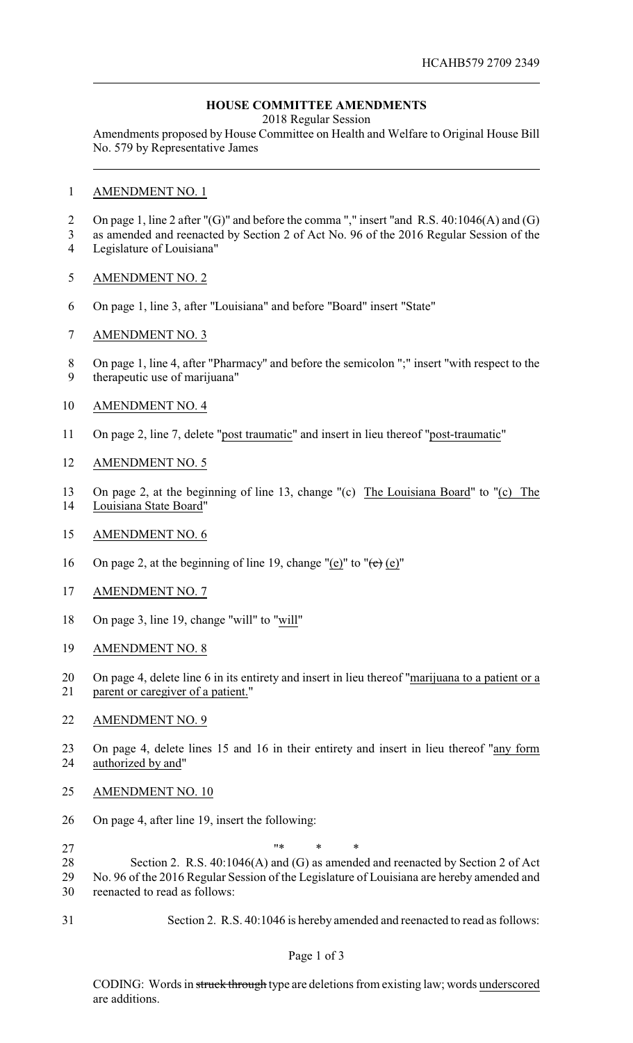HCAHB579 2709 2349

## HOUSE COMMITTEE AMENDMENTS

2018 Regular Session

Amendments proposed by House Committee on Health and Welfare to Original House Bill No. 579 by Representative James

AMENDMENT NO. 1

On page 1, line 2 after "(G)" and before the comma "," insert "and R.S. 40:1046(A) and (G) as amended and reenacted by Section 2 of Act No. 96 of the 2016 Regular Session of the Legislature of Louisiana"

AMENDMENT NO. 2

On page 1, line 3, after "Louisiana" and before "Board" insert "State"

AMENDMENT NO. 3

On page 1, line 4, after "Pharmacy" and before the semicolon ";" insert "with respect to the therapeutic use of marijuana"

AMENDMENT NO. 4

On page 2, line 7, delete "post traumatic" and insert in lieu thereof "post-traumatic"

AMENDMENT NO. 5

On page 2, at the beginning of line 13, change "(c) The Louisiana Board" to "(c) The Louisiana State Board"

AMENDMENT NO. 6

On page 2, at the beginning of line 19, change "(e)" to "~~(c)~~ (e)"

AMENDMENT NO. 7

On page 3, line 19, change "will" to "will"

AMENDMENT NO. 8

On page 4, delete line 6 in its entirety and insert in lieu thereof "marijuana to a patient or a parent or caregiver of a patient."

AMENDMENT NO. 9

On page 4, delete lines 15 and 16 in their entirety and insert in lieu thereof "any form authorized by and"

AMENDMENT NO. 10

On page 4, after line 19, insert the following:

"* * *

Section 2. R.S. 40:1046(A) and (G) as amended and reenacted by Section 2 of Act No. 96 of the 2016 Regular Session of the Legislature of Louisiana are hereby amended and reenacted to read as follows:

Section 2. R.S. 40:1046 is hereby amended and reenacted to read as follows:

CODING: Words in ~~struck through~~ type are deletions from existing law; words underscored are additions.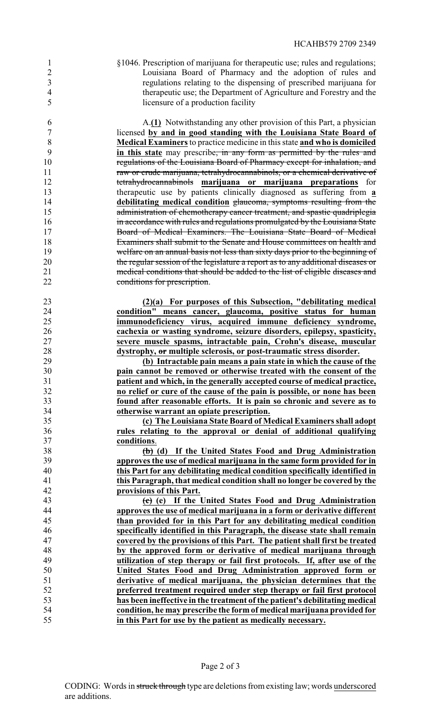§1046. Prescription of marijuana for therapeutic use; rules and regulations; Louisiana Board of Pharmacy and the adoption of rules and regulations relating to the dispensing of prescribed marijuana for therapeutic use; the Department of Agriculture and Forestry and the licensure of a production facility

A.**(1)** Notwithstanding any other provision of this Part, a physician licensed **by and in good standing with the Louisiana State Board of Medical Examiners** to practice medicine in this state **and who is domiciled in this state** may prescribe~~, in any form as permitted by the rules and regulations of the Louisiana Board of Pharmacy except for inhalation, and raw or crude marijuana, tetrahydrocannabinols, or a chemical derivative of tetrahydrocannabinols~~ **marijuana or marijuana preparations** for therapeutic use by patients clinically diagnosed as suffering from **a debilitating medical condition** ~~glaucoma, symptoms resulting from the administration of chemotherapy cancer treatment, and spastic quadriplegia in accordance with rules and regulations promulgated by the Louisiana State Board of Medical Examiners. The Louisiana State Board of Medical Examiners shall submit to the Senate and House committees on health and welfare on an annual basis not less than sixty days prior to the beginning of the regular session of the legislature a report as to any additional diseases or medical conditions that should be added to the list of eligible diseases and conditions for prescription~~.

**(2)(a) For purposes of this Subsection, "debilitating medical condition" means cancer, glaucoma, positive status for human immunodeficiency virus, acquired immune deficiency syndrome, cachexia or wasting syndrome, seizure disorders, epilepsy, spasticity, severe muscle spasms, intractable pain, Crohn's disease, muscular dystrophy, ~~or~~ multiple sclerosis, or post-traumatic stress disorder.**

**(b) Intractable pain means a pain state in which the cause of the pain cannot be removed or otherwise treated with the consent of the patient and which, in the generally accepted course of medical practice, no relief or cure of the cause of the pain is possible, or none has been found after reasonable efforts. It is pain so chronic and severe as to otherwise warrant an opiate prescription.**

**(c) The Louisiana State Board of Medical Examiners shall adopt rules relating to the approval or denial of additional qualifying conditions**.

**~~(b)~~ (d) If the United States Food and Drug Administration approves the use of medical marijuana in the same form provided for in this Part for any debilitating medical condition specifically identified in this Paragraph, that medical condition shall no longer be covered by the provisions of this Part.**

**~~(c)~~ (e) If the United States Food and Drug Administration approves the use of medical marijuana in a form or derivative different than provided for in this Part for any debilitating medical condition specifically identified in this Paragraph, the disease state shall remain covered by the provisions of this Part. The patient shall first be treated by the approved form or derivative of medical marijuana through utilization of step therapy or fail first protocols. If, after use of the United States Food and Drug Administration approved form or derivative of medical marijuana, the physician determines that the preferred treatment required under step therapy or fail first protocol has been ineffective in the treatment of the patient's debilitating medical condition, he may prescribe the form of medical marijuana provided for in this Part for use by the patient as medically necessary.**

CODING: Words in ~~struck through~~ type are deletions from existing law; words underscored are additions.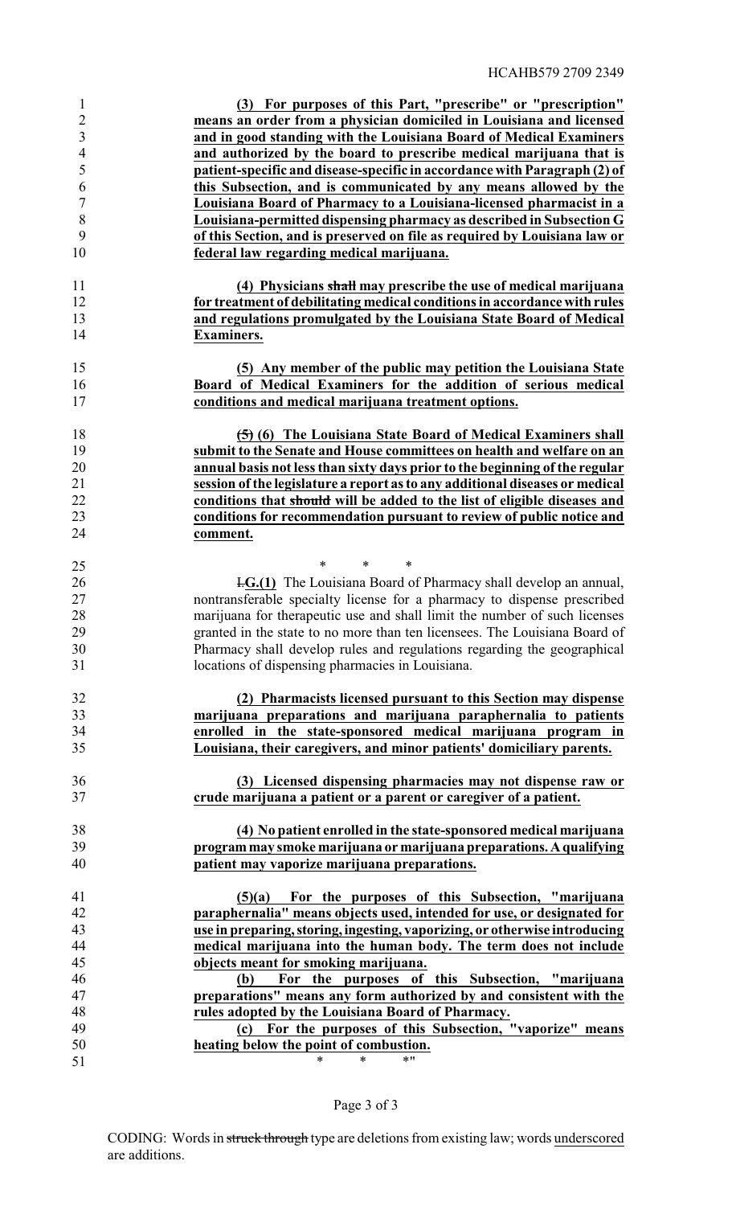**(3) For purposes of this Part, "prescribe" or "prescription" means an order from a physician domiciled in Louisiana and licensed and in good standing with the Louisiana Board of Medical Examiners and authorized by the board to prescribe medical marijuana that is patient-specific and disease-specific in accordance with Paragraph (2) of this Subsection, and is communicated by any means allowed by the Louisiana Board of Pharmacy to a Louisiana-licensed pharmacist in a Louisiana-permitted dispensing pharmacy as described in Subsection G of this Section, and is preserved on file as required by Louisiana law or federal law regarding medical marijuana.**

**(4) Physicians ~~shall~~ may prescribe the use of medical marijuana for treatment of debilitating medical conditions in accordance with rules and regulations promulgated by the Louisiana State Board of Medical Examiners.**

**(5) Any member of the public may petition the Louisiana State Board of Medical Examiners for the addition of serious medical conditions and medical marijuana treatment options.**

**~~(5)~~ (6) The Louisiana State Board of Medical Examiners shall submit to the Senate and House committees on health and welfare on an annual basis not less than sixty days prior to the beginning of the regular session of the legislature a report as to any additional diseases or medical conditions that ~~should~~ will be added to the list of eligible diseases and conditions for recommendation pursuant to review of public notice and comment.**

\* \* \*

~~I.~~**G.(1)** The Louisiana Board of Pharmacy shall develop an annual, nontransferable specialty license for a pharmacy to dispense prescribed marijuana for therapeutic use and shall limit the number of such licenses granted in the state to no more than ten licensees. The Louisiana Board of Pharmacy shall develop rules and regulations regarding the geographical locations of dispensing pharmacies in Louisiana.

**(2) Pharmacists licensed pursuant to this Section may dispense marijuana preparations and marijuana paraphernalia to patients enrolled in the state-sponsored medical marijuana program in Louisiana, their caregivers, and minor patients' domiciliary parents.**

**(3) Licensed dispensing pharmacies may not dispense raw or crude marijuana a patient or a parent or caregiver of a patient.**

**(4) No patient enrolled in the state-sponsored medical marijuana program may smoke marijuana or marijuana preparations. A qualifying patient may vaporize marijuana preparations.**

**(5)(a) For the purposes of this Subsection, "marijuana paraphernalia" means objects used, intended for use, or designated for use in preparing, storing, ingesting, vaporizing, or otherwise introducing medical marijuana into the human body. The term does not include objects meant for smoking marijuana.**

**(b) For the purposes of this Subsection, "marijuana preparations" means any form authorized by and consistent with the rules adopted by the Louisiana Board of Pharmacy.**

**(c) For the purposes of this Subsection, "vaporize" means heating below the point of combustion.**

\* \* \*"

CODING: Words in ~~struck through~~ type are deletions from existing law; words underscored are additions.